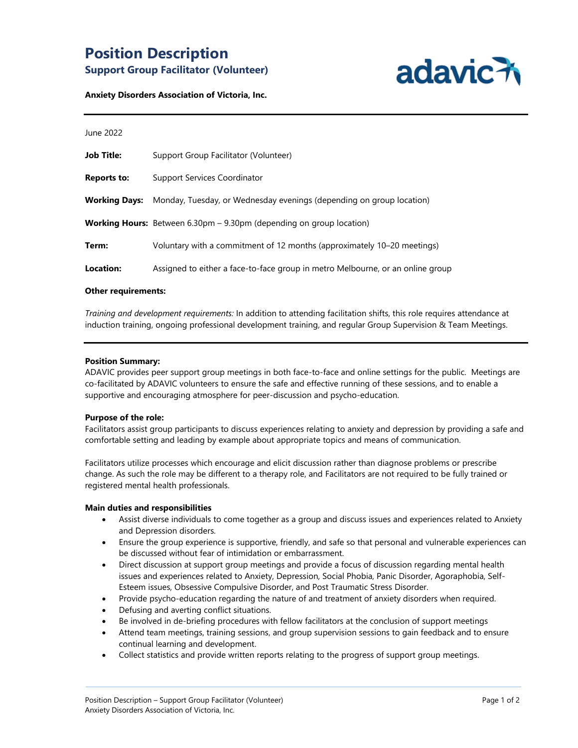# Position Description

## Support Group Facilitator (Volunteer)

**Anxiety Disorders Association of Victoria, Inc.**

---

June 2022

**Job Title:** Support Group Facilitator (Volunteer)

**Reports to:** Support Services Coordinator

**Working Days:** Monday, Tuesday, or Wednesday evenings (depending on group location)

**Working Hours:** Between 6.30pm – 9.30pm (depending on group location)

**Term:** Voluntary with a commitment of 12 months (approximately 10–20 meetings)

**Location:** Assigned to either a face-to-face group in metro Melbourne, or an online group

**Other requirements:**

*Training and development requirements:* In addition to attending facilitation shifts, this role requires attendance at induction training, ongoing professional development training, and regular Group Supervision & Team Meetings.

---

**Position Summary:**
ADAVIC provides peer support group meetings in both face-to-face and online settings for the public. Meetings are co-facilitated by ADAVIC volunteers to ensure the safe and effective running of these sessions, and to enable a supportive and encouraging atmosphere for peer-discussion and psycho-education.

**Purpose of the role:**
Facilitators assist group participants to discuss experiences relating to anxiety and depression by providing a safe and comfortable setting and leading by example about appropriate topics and means of communication.

Facilitators utilize processes which encourage and elicit discussion rather than diagnose problems or prescribe change. As such the role may be different to a therapy role, and Facilitators are not required to be fully trained or registered mental health professionals.

**Main duties and responsibilities**

- Assist diverse individuals to come together as a group and discuss issues and experiences related to Anxiety and Depression disorders.
- Ensure the group experience is supportive, friendly, and safe so that personal and vulnerable experiences can be discussed without fear of intimidation or embarrassment.
- Direct discussion at support group meetings and provide a focus of discussion regarding mental health issues and experiences related to Anxiety, Depression, Social Phobia, Panic Disorder, Agoraphobia, Self-Esteem issues, Obsessive Compulsive Disorder, and Post Traumatic Stress Disorder.
- Provide psycho-education regarding the nature of and treatment of anxiety disorders when required.
- Defusing and averting conflict situations.
- Be involved in de-briefing procedures with fellow facilitators at the conclusion of support meetings
- Attend team meetings, training sessions, and group supervision sessions to gain feedback and to ensure continual learning and development.
- Collect statistics and provide written reports relating to the progress of support group meetings.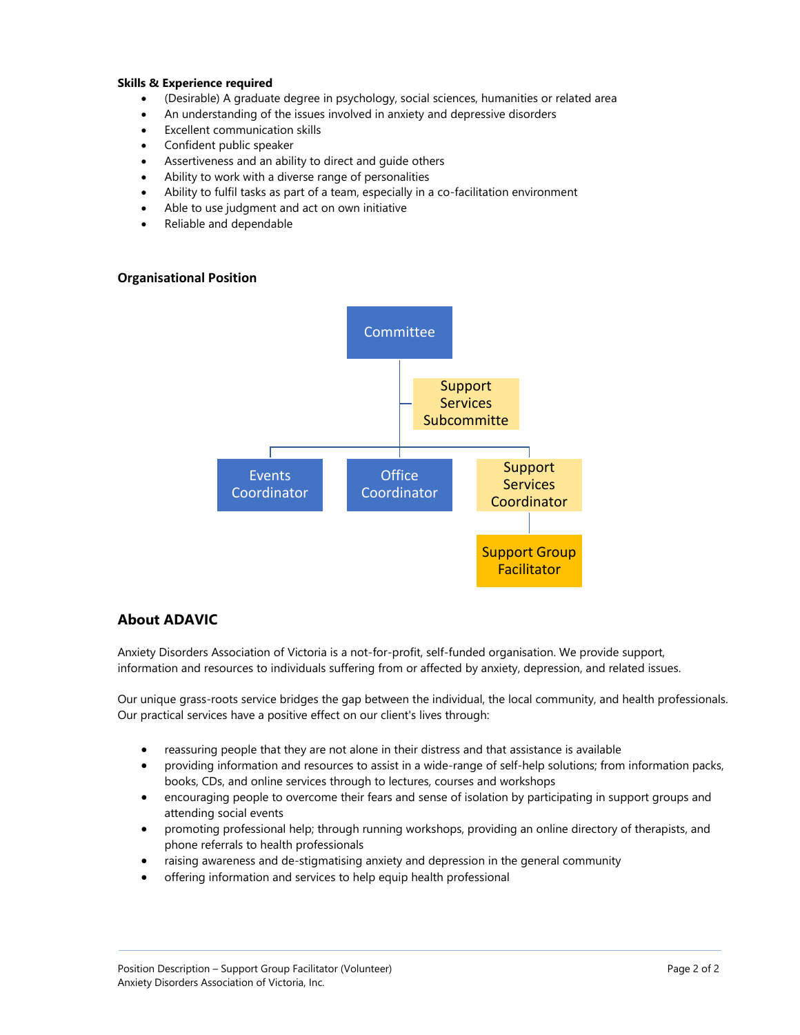**Skills & Experience required**

- (Desirable) A graduate degree in psychology, social sciences, humanities or related area
- An understanding of the issues involved in anxiety and depressive disorders
- Excellent communication skills
- Confident public speaker
- Assertiveness and an ability to direct and guide others
- Ability to work with a diverse range of personalities
- Ability to fulfil tasks as part of a team, especially in a co-facilitation environment
- Able to use judgment and act on own initiative
- Reliable and dependable

**Organisational Position**

Committee

Support Services Subcommitte

Events Coordinator

Office Coordinator

Support Services Coordinator

Support Group Facilitator

## About ADAVIC

Anxiety Disorders Association of Victoria is a not-for-profit, self-funded organisation. We provide support, information and resources to individuals suffering from or affected by anxiety, depression, and related issues.

Our unique grass-roots service bridges the gap between the individual, the local community, and health professionals. Our practical services have a positive effect on our client's lives through:

- reassuring people that they are not alone in their distress and that assistance is available
- providing information and resources to assist in a wide-range of self-help solutions; from information packs, books, CDs, and online services through to lectures, courses and workshops
- encouraging people to overcome their fears and sense of isolation by participating in support groups and attending social events
- promoting professional help; through running workshops, providing an online directory of therapists, and phone referrals to health professionals
- raising awareness and de-stigmatising anxiety and depression in the general community
- offering information and services to help equip health professional